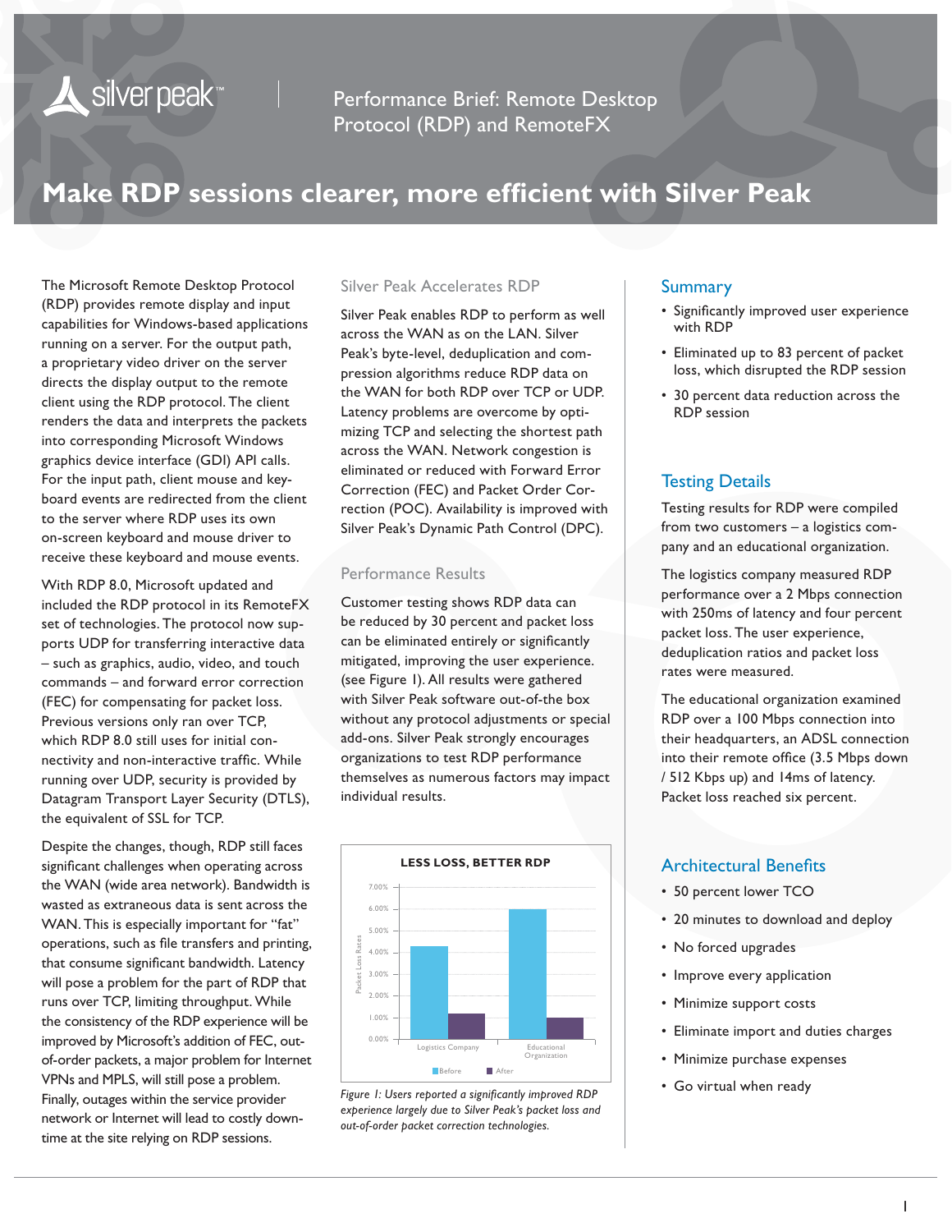Performance Brief: Remote Desktop Protocol (RDP) and RemoteFX

# Make RDP sessions clearer, more efficient with Silver Peak

The Microsoft Remote Desktop Protocol (RDP) provides remote display and input capabilities for Windows-based applications running on a server. For the output path, a proprietary video driver on the server directs the display output to the remote client using the RDP protocol. The client renders the data and interprets the packets into corresponding Microsoft Windows graphics device interface (GDI) API calls. For the input path, client mouse and keyboard events are redirected from the client to the server where RDP uses its own on-screen keyboard and mouse driver to receive these keyboard and mouse events.

With RDP 8.0, Microsoft updated and included the RDP protocol in its RemoteFX set of technologies. The protocol now supports UDP for transferring interactive data – such as graphics, audio, video, and touch commands – and forward error correction (FEC) for compensating for packet loss. Previous versions only ran over TCP, which RDP 8.0 still uses for initial connectivity and non-interactive traffic. While running over UDP, security is provided by Datagram Transport Layer Security (DTLS), the equivalent of SSL for TCP.

Despite the changes, though, RDP still faces significant challenges when operating across the WAN (wide area network). Bandwidth is wasted as extraneous data is sent across the WAN. This is especially important for "fat" operations, such as file transfers and printing, that consume significant bandwidth. Latency will pose a problem for the part of RDP that runs over TCP, limiting throughput. While the consistency of the RDP experience will be improved by Microsoft's addition of FEC, out-of-order packets, a major problem for Internet VPNs and MPLS, will still pose a problem. Finally, outages within the service provider network or Internet will lead to costly downtime at the site relying on RDP sessions.

## Silver Peak Accelerates RDP

Silver Peak enables RDP to perform as well across the WAN as on the LAN. Silver Peak's byte-level, deduplication and compression algorithms reduce RDP data on the WAN for both RDP over TCP or UDP. Latency problems are overcome by optimizing TCP and selecting the shortest path across the WAN. Network congestion is eliminated or reduced with Forward Error Correction (FEC) and Packet Order Correction (POC). Availability is improved with Silver Peak's Dynamic Path Control (DPC).

## Performance Results

Customer testing shows RDP data can be reduced by 30 percent and packet loss can be eliminated entirely or significantly mitigated, improving the user experience. (see Figure 1). All results were gathered with Silver Peak software out-of-the box without any protocol adjustments or special add-ons. Silver Peak strongly encourages organizations to test RDP performance themselves as numerous factors may impact individual results.

**LESS LOSS, BETTER RDP**

*Figure 1: Users reported a significantly improved RDP experience largely due to Silver Peak's packet loss and out-of-order packet correction technologies.*

## Summary

- Significantly improved user experience with RDP
- Eliminated up to 83 percent of packet loss, which disrupted the RDP session
- 30 percent data reduction across the RDP session

## Testing Details

Testing results for RDP were compiled from two customers – a logistics company and an educational organization.

The logistics company measured RDP performance over a 2 Mbps connection with 250ms of latency and four percent packet loss. The user experience, deduplication ratios and packet loss rates were measured.

The educational organization examined RDP over a 100 Mbps connection into their headquarters, an ADSL connection into their remote office (3.5 Mbps down / 512 Kbps up) and 14ms of latency. Packet loss reached six percent.

## Architectural Benefits

- 50 percent lower TCO
- 20 minutes to download and deploy
- No forced upgrades
- Improve every application
- Minimize support costs
- Eliminate import and duties charges
- Minimize purchase expenses
- Go virtual when ready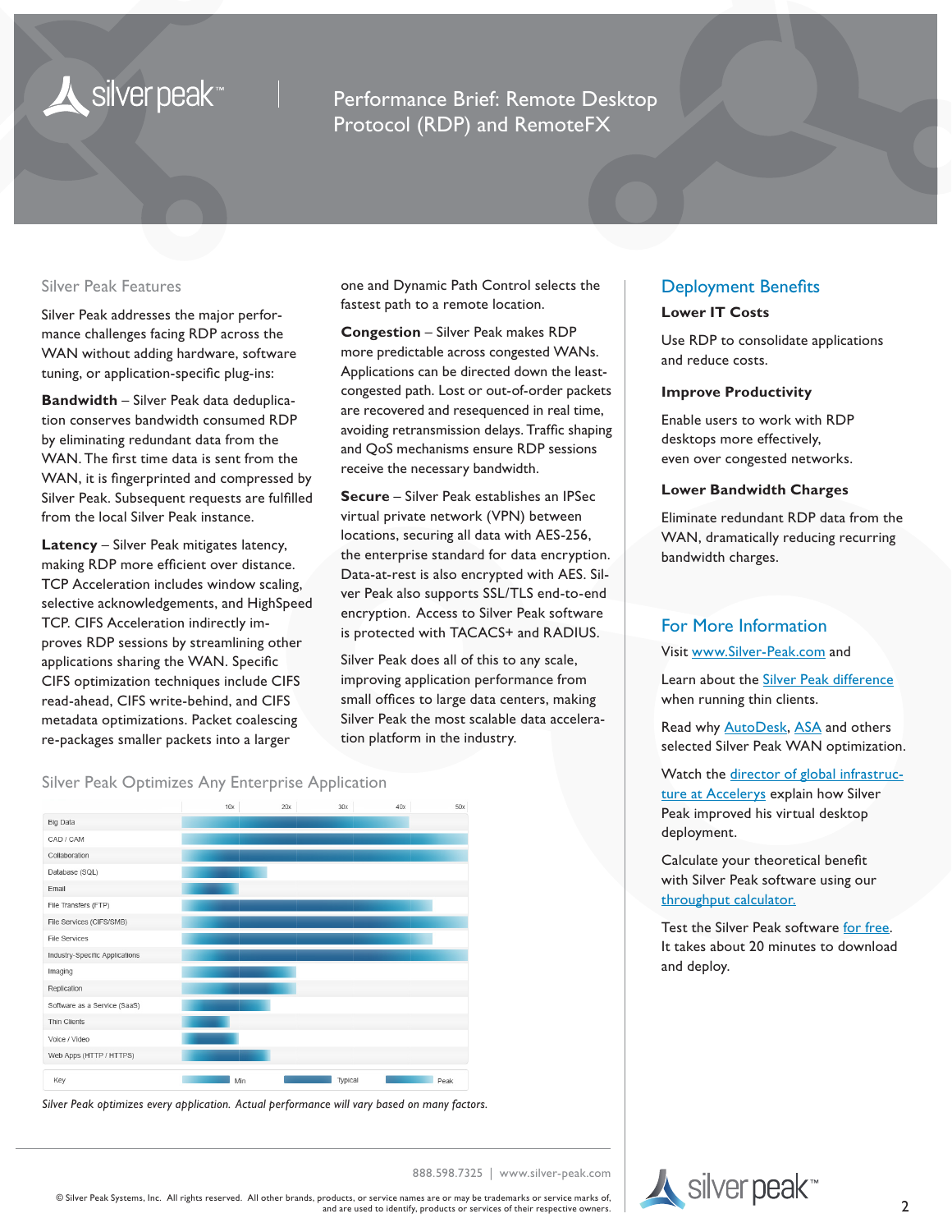# Performance Brief: Remote Desktop Protocol (RDP) and RemoteFX

## Silver Peak Features

Silver Peak addresses the major performance challenges facing RDP across the WAN without adding hardware, software tuning, or application-specific plug-ins:

**Bandwidth** – Silver Peak data deduplication conserves bandwidth consumed RDP by eliminating redundant data from the WAN. The first time data is sent from the WAN, it is fingerprinted and compressed by Silver Peak. Subsequent requests are fulfilled from the local Silver Peak instance.

**Latency** – Silver Peak mitigates latency, making RDP more efficient over distance. TCP Acceleration includes window scaling, selective acknowledgements, and HighSpeed TCP. CIFS Acceleration indirectly improves RDP sessions by streamlining other applications sharing the WAN. Specific CIFS optimization techniques include CIFS read-ahead, CIFS write-behind, and CIFS metadata optimizations. Packet coalescing re-packages smaller packets into a larger one and Dynamic Path Control selects the fastest path to a remote location.

**Congestion** – Silver Peak makes RDP more predictable across congested WANs. Applications can be directed down the least-congested path. Lost or out-of-order packets are recovered and resequenced in real time, avoiding retransmission delays. Traffic shaping and QoS mechanisms ensure RDP sessions receive the necessary bandwidth.

**Secure** – Silver Peak establishes an IPSec virtual private network (VPN) between locations, securing all data with AES-256, the enterprise standard for data encryption. Data-at-rest is also encrypted with AES. Silver Peak also supports SSL/TLS end-to-end encryption. Access to Silver Peak software is protected with TACACS+ and RADIUS.

Silver Peak does all of this to any scale, improving application performance from small offices to large data centers, making Silver Peak the most scalable data acceleration platform in the industry.

## Silver Peak Optimizes Any Enterprise Application

10x
20x
30x
40x
50x

Big Data
CAD / CAM
Collaboration
Database (SQL)
Email
File Transfers (FTP)
File Services (CIFS/SMB)
File Services
Industry-Specific Applications
Imaging
Replication
Software as a Service (SaaS)
Thin Clients
Voice / Video
Web Apps (HTTP / HTTPS)

Key
Min
Typical
Peak

*Silver Peak optimizes every application. Actual performance will vary based on many factors.*

## Deployment Benefits

### Lower IT Costs

Use RDP to consolidate applications and reduce costs.

### Improve Productivity

Enable users to work with RDP desktops more effectively, even over congested networks.

### Lower Bandwidth Charges

Eliminate redundant RDP data from the WAN, dramatically reducing recurring bandwidth charges.

## For More Information

Visit www.Silver-Peak.com and

Learn about the Silver Peak difference when running thin clients.

Read why AutoDesk, ASA and others selected Silver Peak WAN optimization.

Watch the director of global infrastructure at Accelerys explain how Silver Peak improved his virtual desktop deployment.

Calculate your theoretical benefit with Silver Peak software using our throughput calculator.

Test the Silver Peak software for free. It takes about 20 minutes to download and deploy.

888.598.7325 | www.silver-peak.com

© Silver Peak Systems, Inc. All rights reserved. All other brands, products, or service names are or may be trademarks or service marks of, and are used to identify, products or services of their respective owners.